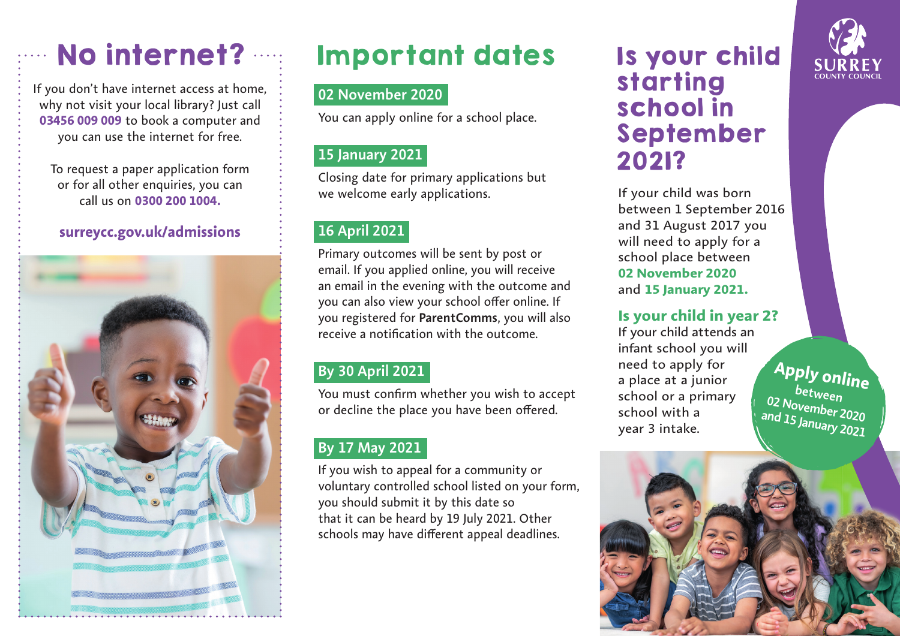## No internet?

If you don't have internet access at home, why not visit your local library? Just call **03456 009 009** to book a computer and you can use the internet for free.

To request a paper application form or for all other enquiries, you can call us on **0300 200 1004.**

**surreycc.gov.uk/admissions**

## Important dates

**02 November 2020**

You can apply online for a school place.

**15 January 2021**

Closing date for primary applications but we welcome early applications.

**16 April 2021**

Primary outcomes will be sent by post or email. If you applied online, you will receive an email in the evening with the outcome and you can also view your school offer online. If you registered for **ParentComms**, you will also receive a notification with the outcome.

**By 30 April 2021**

You must confirm whether you wish to accept or decline the place you have been offered.

**By 17 May 2021**

If you wish to appeal for a community or voluntary controlled school listed on your form, you should submit it by this date so that it can be heard by 19 July 2021. Other schools may have different appeal deadlines.

SURREY COUNTY COUNCIL

# Is your child starting school in September 2021?

If your child was born between 1 September 2016 and 31 August 2017 you will need to apply for a school place between **02 November 2020** and **15 January 2021.**

### Is your child in year 2?

If your child attends an infant school you will need to apply for a place at a junior school or a primary school with a year 3 intake.

**Apply online** between 02 November 2020 and 15 January 2021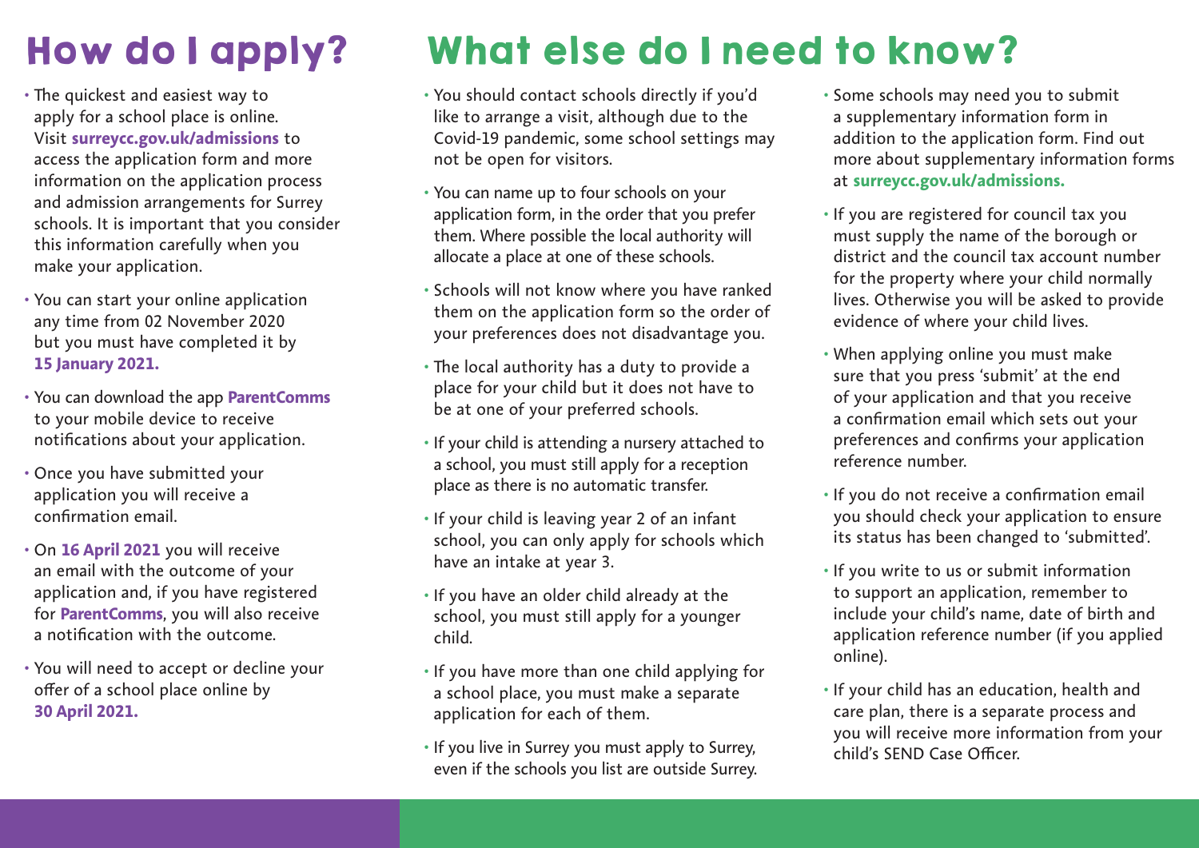# How do I apply?

- The quickest and easiest way to apply for a school place is online. Visit **surreycc.gov.uk/admissions** to access the application form and more information on the application process and admission arrangements for Surrey schools. It is important that you consider this information carefully when you make your application.
- You can start your online application any time from 02 November 2020 but you must have completed it by **15 January 2021.**
- You can download the app **ParentComms** to your mobile device to receive notifications about your application.
- Once you have submitted your application you will receive a confirmation email.
- On **16 April 2021** you will receive an email with the outcome of your application and, if you have registered for **ParentComms**, you will also receive a notification with the outcome.
- You will need to accept or decline your offer of a school place online by **30 April 2021.**

# What else do I need to know?

- You should contact schools directly if you'd like to arrange a visit, although due to the Covid-19 pandemic, some school settings may not be open for visitors.
- You can name up to four schools on your application form, in the order that you prefer them. Where possible the local authority will allocate a place at one of these schools.
- Schools will not know where you have ranked them on the application form so the order of your preferences does not disadvantage you.
- The local authority has a duty to provide a place for your child but it does not have to be at one of your preferred schools.
- If your child is attending a nursery attached to a school, you must still apply for a reception place as there is no automatic transfer.
- If your child is leaving year 2 of an infant school, you can only apply for schools which have an intake at year 3.
- If you have an older child already at the school, you must still apply for a younger child.
- If you have more than one child applying for a school place, you must make a separate application for each of them.
- If you live in Surrey you must apply to Surrey, even if the schools you list are outside Surrey.
- Some schools may need you to submit a supplementary information form in addition to the application form. Find out more about supplementary information forms at **surreycc.gov.uk/admissions.**
- If you are registered for council tax you must supply the name of the borough or district and the council tax account number for the property where your child normally lives. Otherwise you will be asked to provide evidence of where your child lives.
- When applying online you must make sure that you press 'submit' at the end of your application and that you receive a confirmation email which sets out your preferences and confirms your application reference number.
- If you do not receive a confirmation email you should check your application to ensure its status has been changed to 'submitted'.
- If you write to us or submit information to support an application, remember to include your child's name, date of birth and application reference number (if you applied online).
- If your child has an education, health and care plan, there is a separate process and you will receive more information from your child's SEND Case Officer.